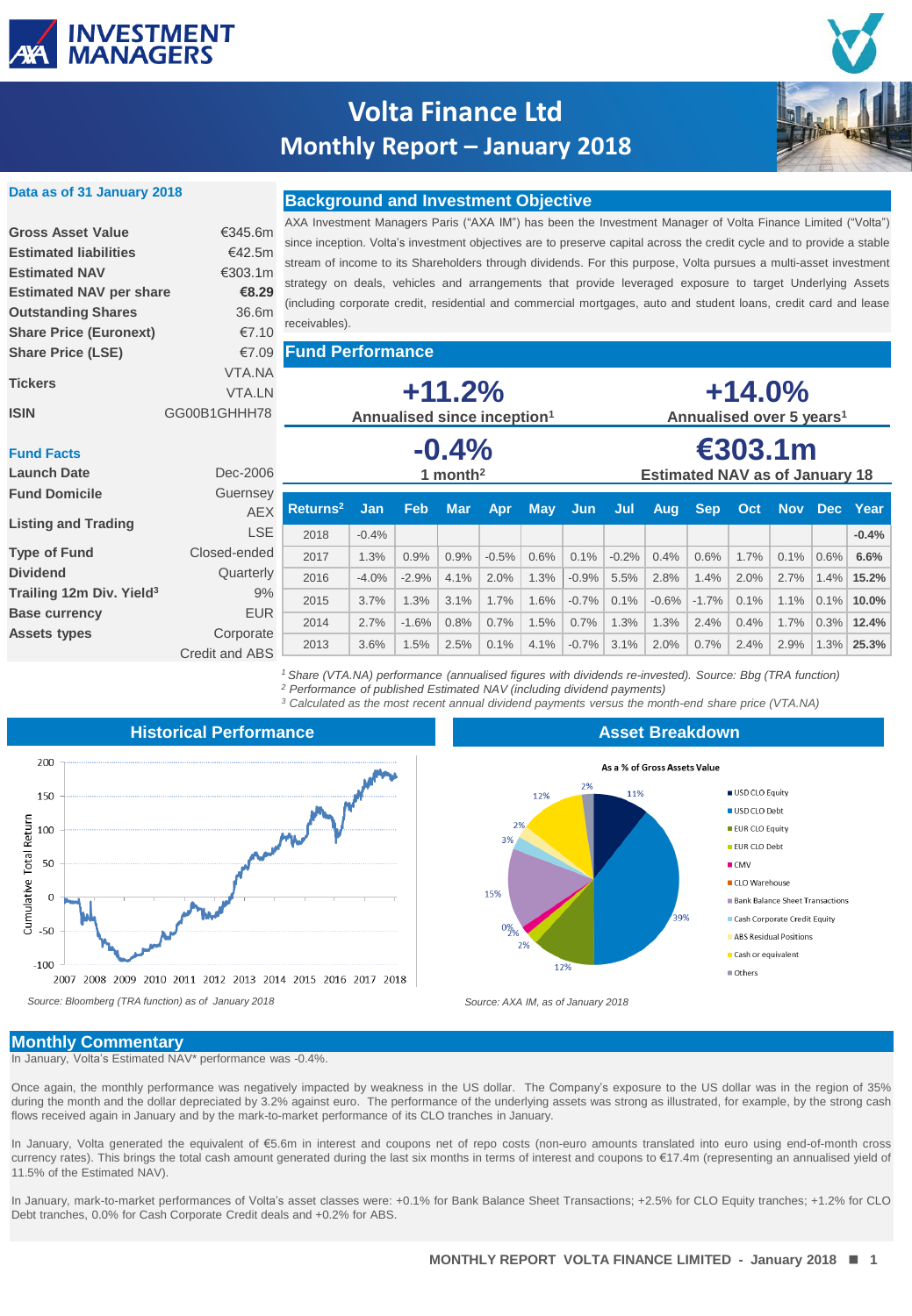# Volta Finance Ltd
## Monthly Report – January 2018

**Data as of 31 January 2018**

| | |
|---|---|
| **Gross Asset Value** | €345.6m |
| **Estimated liabilities** | €42.5m |
| **Estimated NAV** | €303.1m |
| **Estimated NAV per share** | **€8.29** |
| **Outstanding Shares** | 36.6m |
| **Share Price (Euronext)** | €7.10 |
| **Share Price (LSE)** | €7.09 |
| **Tickers** | VTA.NA VTA.LN |
| **ISIN** | GG00B1GHHH78 |

**Fund Facts**

| | |
|---|---|
| **Launch Date** | Dec-2006 |
| **Fund Domicile** | Guernsey |
| **Listing and Trading** | AEX LSE |
| **Type of Fund** | Closed-ended |
| **Dividend** | Quarterly |
| **Trailing 12m Div. Yield[3]** | 9% |
| **Base currency** | EUR |
| **Assets types** | Corporate Credit and ABS |

## Background and Investment Objective

AXA Investment Managers Paris ("AXA IM") has been the Investment Manager of Volta Finance Limited ("Volta") since inception. Volta's investment objectives are to preserve capital across the credit cycle and to provide a stable stream of income to its Shareholders through dividends. For this purpose, Volta pursues a multi-asset investment strategy on deals, vehicles and arrangements that provide leveraged exposure to target Underlying Assets (including corporate credit, residential and commercial mortgages, auto and student loans, credit card and lease receivables).

## Fund Performance

**+11.2%** Annualised since inception[1]

**+14.0%** Annualised over 5 years[1]

**-0.4%** 1 month[2]

**€303.1m** Estimated NAV as of January 18

| Returns[2] | Jan | Feb | Mar | Apr | May | Jun | Jul | Aug | Sep | Oct | Nov | Dec | Year |
|---|---|---|---|---|---|---|---|---|---|---|---|---|---|
| 2018 | -0.4% | | | | | | | | | | | | -0.4% |
| 2017 | 1.3% | 0.9% | 0.9% | -0.5% | 0.6% | 0.1% | -0.2% | 0.4% | 0.6% | 1.7% | 0.1% | 0.6% | 6.6% |
| 2016 | -4.0% | -2.9% | 4.1% | 2.0% | 1.3% | -0.9% | 5.5% | 2.8% | 1.4% | 2.0% | 2.7% | 1.4% | 15.2% |
| 2015 | 3.7% | 1.3% | 3.1% | 1.7% | 1.6% | -0.7% | 0.1% | -0.6% | -1.7% | 0.1% | 1.1% | 0.1% | 10.0% |
| 2014 | 2.7% | -1.6% | 0.8% | 0.7% | 1.5% | 0.7% | 1.3% | 1.3% | 2.4% | 0.4% | 1.7% | 0.3% | 12.4% |
| 2013 | 3.6% | 1.5% | 2.5% | 0.1% | 4.1% | -0.7% | 3.1% | 2.0% | 0.7% | 2.4% | 2.9% | 1.3% | 25.3% |

*[1] Share (VTA.NA) performance (annualised figures with dividends re-invested). Source: Bbg (TRA function)*
*[2] Performance of published Estimated NAV (including dividend payments)*
*[3] Calculated as the most recent annual dividend payments versus the month-end share price (VTA.NA)*

## Historical Performance

Source: Bloomberg (TRA function) as of January 2018

## Asset Breakdown

As a % of Gross Assets Value

| Asset | % |
|---|---|
| USD CLO Equity | 11% |
| USD CLO Debt | 39% |
| EUR CLO Equity | 12% |
| EUR CLO Debt | 2% |
| CMV | 2% |
| CLO Warehouse | 0% |
| Bank Balance Sheet Transactions | 15% |
| Cash Corporate Credit Equity | 3% |
| ABS Residual Positions | 2% |
| Cash or equivalent | 12% |
| Others | 2% |

Source: AXA IM, as of January 2018

## Monthly Commentary

In January, Volta's Estimated NAV* performance was -0.4%.

Once again, the monthly performance was negatively impacted by weakness in the US dollar. The Company's exposure to the US dollar was in the region of 35% during the month and the dollar depreciated by 3.2% against euro. The performance of the underlying assets was strong as illustrated, for example, by the strong cash flows received again in January and by the mark-to-market performance of its CLO tranches in January.

In January, Volta generated the equivalent of €5.6m in interest and coupons net of repo costs (non-euro amounts translated into euro using end-of-month cross currency rates). This brings the total cash amount generated during the last six months in terms of interest and coupons to €17.4m (representing an annualised yield of 11.5% of the Estimated NAV).

In January, mark-to-market performances of Volta's asset classes were: +0.1% for Bank Balance Sheet Transactions; +2.5% for CLO Equity tranches; +1.2% for CLO Debt tranches, 0.0% for Cash Corporate Credit deals and +0.2% for ABS.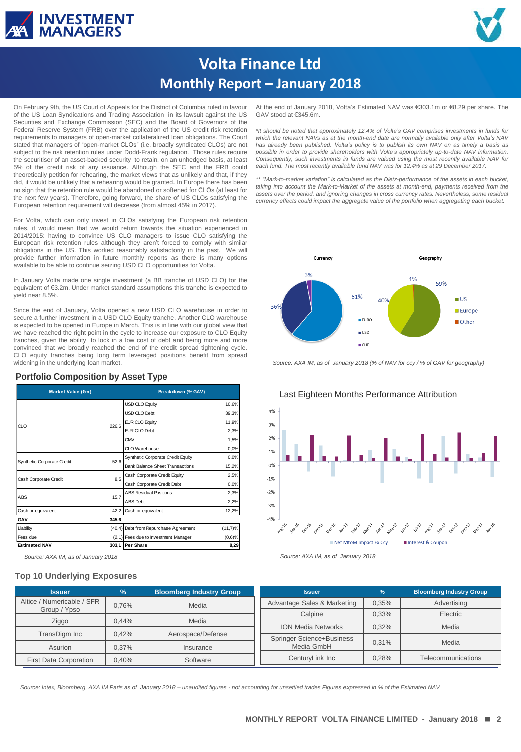# Volta Finance Ltd
## Monthly Report – January 2018

On February 9th, the US Court of Appeals for the District of Columbia ruled in favour of the US Loan Syndications and Trading Association in its lawsuit against the US Securities and Exchange Commission (SEC) and the Board of Governors of the Federal Reserve System (FRB) over the application of the US credit risk retention requirements to managers of open-market collateralized loan obligations. The Court stated that managers of "open-market CLOs" (i.e. broadly syndicated CLOs) are not subject to the risk retention rules under Dodd-Frank regulation. Those rules require the securitiser of an asset-backed security to retain, on an unhedged basis, at least 5% of the credit risk of any issuance. Although the SEC and the FRB could theoretically petition for rehearing, the market views that as unlikely and that, if they did, it would be unlikely that a rehearing would be granted. In Europe there has been no sign that the retention rule would be abandoned or softened for CLOs (at least for the next few years). Therefore, going forward, the share of US CLOs satisfying the European retention requirement will decrease (from almost 45% in 2017).

For Volta, which can only invest in CLOs satisfying the European risk retention rules, it would mean that we would return towards the situation experienced in 2014/2015: having to convince US CLO managers to issue CLO satisfying the European risk retention rules although they aren't forced to comply with similar obligations in the US. This worked reasonably satisfactorily in the past. We will provide further information in future monthly reports as there is many options available to be able to continue seizing USD CLO opportunities for Volta.

In January Volta made one single investment (a BB tranche of USD CLO) for the equivalent of €3.2m. Under market standard assumptions this tranche is expected to yield near 8.5%.

Since the end of January, Volta opened a new USD CLO warehouse in order to secure a further investment in a USD CLO Equity tranche. Another CLO warehouse is expected to be opened in Europe in March. This is in line with our global view that we have reached the right point in the cycle to increase our exposure to CLO Equity tranches, given the ability to lock in a low cost of debt and being more and more convinced that we broadly reached the end of the credit spread tightening cycle. CLO equity tranches being long term leveraged positions benefit from spread widening in the underlying loan market.

At the end of January 2018, Volta's Estimated NAV was €303.1m or €8.29 per share. The GAV stood at €345.6m.

*\*It should be noted that approximately 12.4% of Volta's GAV comprises investments in funds for which the relevant NAVs as at the month-end date are normally available only after Volta's NAV has already been published. Volta's policy is to publish its own NAV on as timely a basis as possible in order to provide shareholders with Volta's appropriately up-to-date NAV information. Consequently, such investments in funds are valued using the most recently available NAV for each fund. The most recently available fund NAV was for 12.4% as at 29 December 2017.*

*\*\* "Mark-to-market variation" is calculated as the Dietz-performance of the assets in each bucket, taking into account the Mark-to-Market of the assets at month-end, payments received from the assets over the period, and ignoring changes in cross currency rates. Nevertheless, some residual currency effects could impact the aggregate value of the portfolio when aggregating each bucket.*

*Source: AXA IM, as of January 2018 (% of NAV for ccy / % of GAV for geography)*

### Portfolio Composition by Asset Type

| Market Value (€m) | | Breakdown (% GAV) | |
|---|---|---|---|
| CLO | 226,6 | USD CLO Equity | 10,6% |
| | | USD CLO Debt | 39,3% |
| | | EUR CLO Equity | 11,9% |
| | | EUR CLO Debt | 2,3% |
| | | CMV | 1,5% |
| | | CLO Warehouse | 0,0% |
| Synthetic Corporate Credit | 52,6 | Synthetic Corporate Credit Equity | 0,0% |
| | | Bank Balance Sheet Transactions | 15,2% |
| Cash Corporate Credit | 8,5 | Cash Corporate Credit Equity | 2,5% |
| | | Cash Corporate Credit Debt | 0,0% |
| ABS | 15,7 | ABS Residual Positions | 2,3% |
| | | ABS Debt | 2,2% |
| Cash or equivalent | 42,2 | Cash or equivalent | 12,2% |
| **GAV** | **345,6** | | |
| Liability | (40,4) | Debt from Repurchase Agreement | (11,7)% |
| Fees due | (2,1) | Fees due to Investment Manager | (0,6)% |
| **Estimated NAV** | **303,1** | **Per Share** | **8,29** |

*Source: AXA IM, as of January 2018*

Last Eighteen Months Performance Attribution

*Source: AXA IM, as of January 2018*

### Top 10 Underlying Exposures

| Issuer | % | Bloomberg Industry Group |
|---|---|---|
| Altice / Numericable / SFR Group / Ypso | 0,76% | Media |
| Ziggo | 0,44% | Media |
| TransDigm Inc | 0,42% | Aerospace/Defense |
| Asurion | 0,37% | Insurance |
| First Data Corporation | 0,40% | Software |
| Advantage Sales & Marketing | 0,35% | Advertising |
| Calpine | 0,33% | Electric |
| ION Media Networks | 0,32% | Media |
| Springer Science+Business Media GmbH | 0,31% | Media |
| CenturyLink Inc | 0,28% | Telecommunications |

*Source: Intex, Bloomberg, AXA IM Paris as of January 2018 – unaudited figures - not accounting for unsettled trades Figures expressed in % of the Estimated NAV*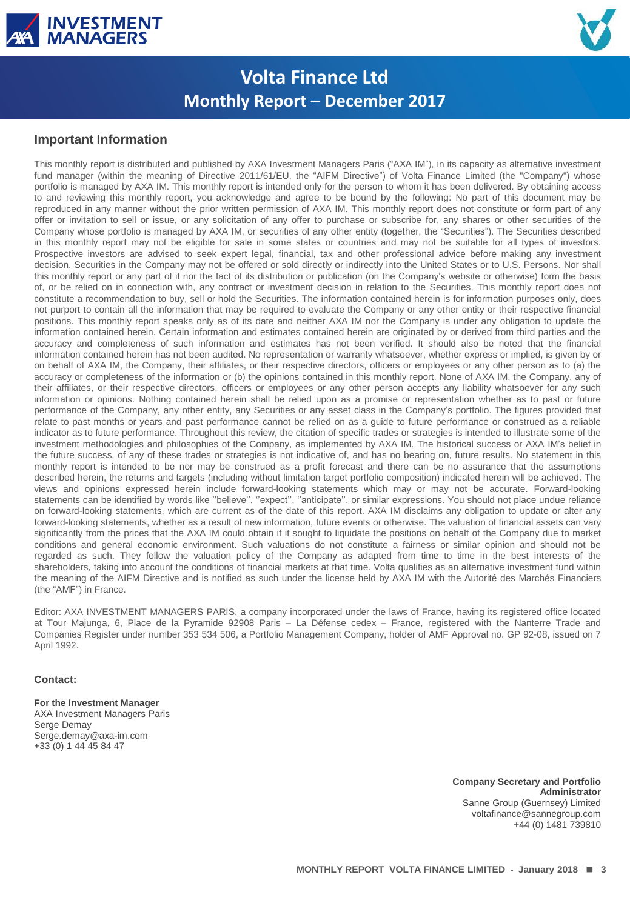# Volta Finance Ltd
## Monthly Report – December 2017

### Important Information

This monthly report is distributed and published by AXA Investment Managers Paris ("AXA IM"), in its capacity as alternative investment fund manager (within the meaning of Directive 2011/61/EU, the "AIFM Directive") of Volta Finance Limited (the "Company") whose portfolio is managed by AXA IM. This monthly report is intended only for the person to whom it has been delivered. By obtaining access to and reviewing this monthly report, you acknowledge and agree to be bound by the following: No part of this document may be reproduced in any manner without the prior written permission of AXA IM. This monthly report does not constitute or form part of any offer or invitation to sell or issue, or any solicitation of any offer to purchase or subscribe for, any shares or other securities of the Company whose portfolio is managed by AXA IM, or securities of any other entity (together, the "Securities"). The Securities described in this monthly report may not be eligible for sale in some states or countries and may not be suitable for all types of investors. Prospective investors are advised to seek expert legal, financial, tax and other professional advice before making any investment decision. Securities in the Company may not be offered or sold directly or indirectly into the United States or to U.S. Persons. Nor shall this monthly report or any part of it nor the fact of its distribution or publication (on the Company's website or otherwise) form the basis of, or be relied on in connection with, any contract or investment decision in relation to the Securities. This monthly report does not constitute a recommendation to buy, sell or hold the Securities. The information contained herein is for information purposes only, does not purport to contain all the information that may be required to evaluate the Company or any other entity or their respective financial positions. This monthly report speaks only as of its date and neither AXA IM nor the Company is under any obligation to update the information contained herein. Certain information and estimates contained herein are originated by or derived from third parties and the accuracy and completeness of such information and estimates has not been verified. It should also be noted that the financial information contained herein has not been audited. No representation or warranty whatsoever, whether express or implied, is given by or on behalf of AXA IM, the Company, their affiliates, or their respective directors, officers or employees or any other person as to (a) the accuracy or completeness of the information or (b) the opinions contained in this monthly report. None of AXA IM, the Company, any of their affiliates, or their respective directors, officers or employees or any other person accepts any liability whatsoever for any such information or opinions. Nothing contained herein shall be relied upon as a promise or representation whether as to past or future performance of the Company, any other entity, any Securities or any asset class in the Company's portfolio. The figures provided that relate to past months or years and past performance cannot be relied on as a guide to future performance or construed as a reliable indicator as to future performance. Throughout this review, the citation of specific trades or strategies is intended to illustrate some of the investment methodologies and philosophies of the Company, as implemented by AXA IM. The historical success or AXA IM's belief in the future success, of any of these trades or strategies is not indicative of, and has no bearing on, future results. No statement in this monthly report is intended to be nor may be construed as a profit forecast and there can be no assurance that the assumptions described herein, the returns and targets (including without limitation target portfolio composition) indicated herein will be achieved. The views and opinions expressed herein include forward-looking statements which may or may not be accurate. Forward-looking statements can be identified by words like ''believe'', ''expect'', ''anticipate'', or similar expressions. You should not place undue reliance on forward-looking statements, which are current as of the date of this report. AXA IM disclaims any obligation to update or alter any forward-looking statements, whether as a result of new information, future events or otherwise. The valuation of financial assets can vary significantly from the prices that the AXA IM could obtain if it sought to liquidate the positions on behalf of the Company due to market conditions and general economic environment. Such valuations do not constitute a fairness or similar opinion and should not be regarded as such. They follow the valuation policy of the Company as adapted from time to time in the best interests of the shareholders, taking into account the conditions of financial markets at that time. Volta qualifies as an alternative investment fund within the meaning of the AIFM Directive and is notified as such under the license held by AXA IM with the Autorité des Marchés Financiers (the "AMF") in France.

Editor: AXA INVESTMENT MANAGERS PARIS, a company incorporated under the laws of France, having its registered office located at Tour Majunga, 6, Place de la Pyramide 92908 Paris – La Défense cedex – France, registered with the Nanterre Trade and Companies Register under number 353 534 506, a Portfolio Management Company, holder of AMF Approval no. GP 92-08, issued on 7 April 1992.

### Contact:

**For the Investment Manager**
AXA Investment Managers Paris
Serge Demay
Serge.demay@axa-im.com
+33 (0) 1 44 45 84 47

**Company Secretary and Portfolio Administrator**
Sanne Group (Guernsey) Limited
voltafinance@sannegroup.com
+44 (0) 1481 739810